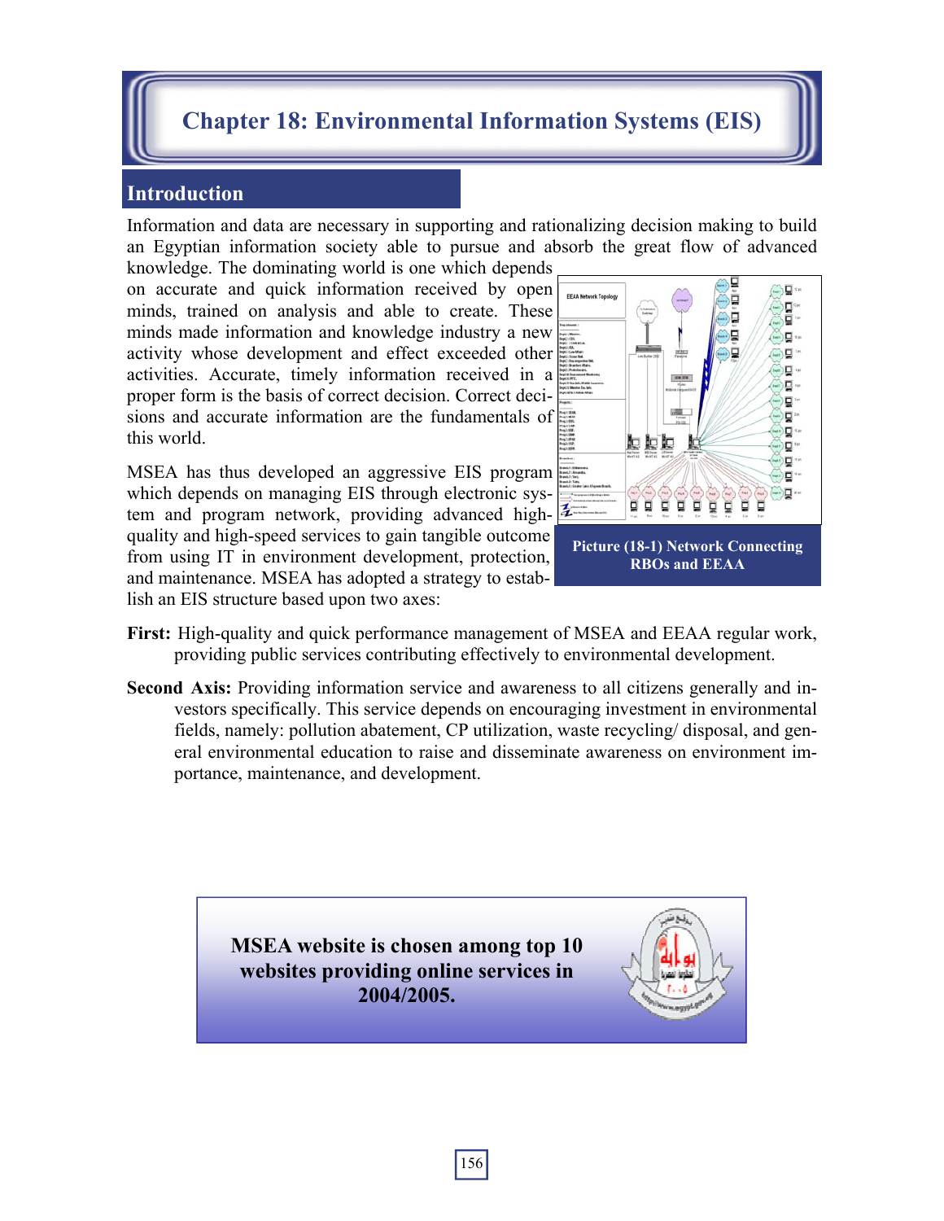# Chapter 18: Environmental Information Systems (EIS)

## Introduction

Information and data are necessary in supporting and rationalizing decision making to build an Egyptian information society able to pursue and absorb the great flow of advanced knowledge. The dominating world is one which depends on accurate and quick information received by open minds, trained on analysis and able to create. These minds made information and knowledge industry a new activity whose development and effect exceeded other activities. Accurate, timely information received in a proper form is the basis of correct decision. Correct decisions and accurate information are the fundamentals of this world.

Picture (18-1) Network Connecting RBOs and EEAA

MSEA has thus developed an aggressive EIS program which depends on managing EIS through electronic system and program network, providing advanced high-quality and high-speed services to gain tangible outcome from using IT in environment development, protection, and maintenance. MSEA has adopted a strategy to establish an EIS structure based upon two axes:

**First:** High-quality and quick performance management of MSEA and EEAA regular work, providing public services contributing effectively to environmental development.

**Second Axis:** Providing information service and awareness to all citizens generally and investors specifically. This service depends on encouraging investment in environmental fields, namely: pollution abatement, CP utilization, waste recycling/ disposal, and general environmental education to raise and disseminate awareness on environment importance, maintenance, and development.

**MSEA website is chosen among top 10 websites providing online services in 2004/2005.**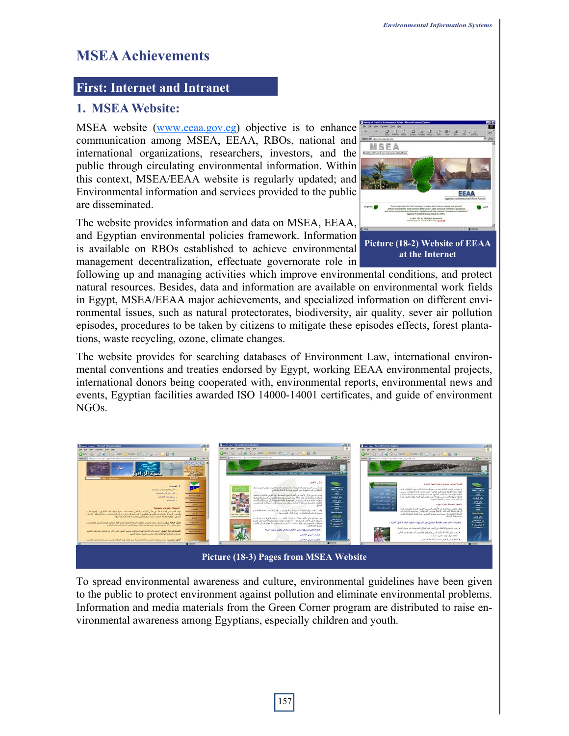# MSEA Achievements

## First: Internet and Intranet

### 1. MSEA Website:

MSEA website (www.eeaa.gov.eg) objective is to enhance communication among MSEA, EEAA, RBOs, national and international organizations, researchers, investors, and the public through circulating environmental information. Within this context, MSEA/EEAA website is regularly updated; and Environmental information and services provided to the public are disseminated.

Picture (18-2) Website of EEAA at the Internet

The website provides information and data on MSEA, EEAA, and Egyptian environmental policies framework. Information is available on RBOs established to achieve environmental management decentralization, effectuate governorate role in following up and managing activities which improve environmental conditions, and protect natural resources. Besides, data and information are available on environmental work fields in Egypt, MSEA/EEAA major achievements, and specialized information on different environmental issues, such as natural protectorates, biodiversity, air quality, sever air pollution episodes, procedures to be taken by citizens to mitigate these episodes effects, forest plantations, waste recycling, ozone, climate changes.

The website provides for searching databases of Environment Law, international environmental conventions and treaties endorsed by Egypt, working EEAA environmental projects, international donors being cooperated with, environmental reports, environmental news and events, Egyptian facilities awarded ISO 14000-14001 certificates, and guide of environment NGOs.

Picture (18-3) Pages from MSEA Website

To spread environmental awareness and culture, environmental guidelines have been given to the public to protect environment against pollution and eliminate environmental problems. Information and media materials from the Green Corner program are distributed to raise environmental awareness among Egyptians, especially children and youth.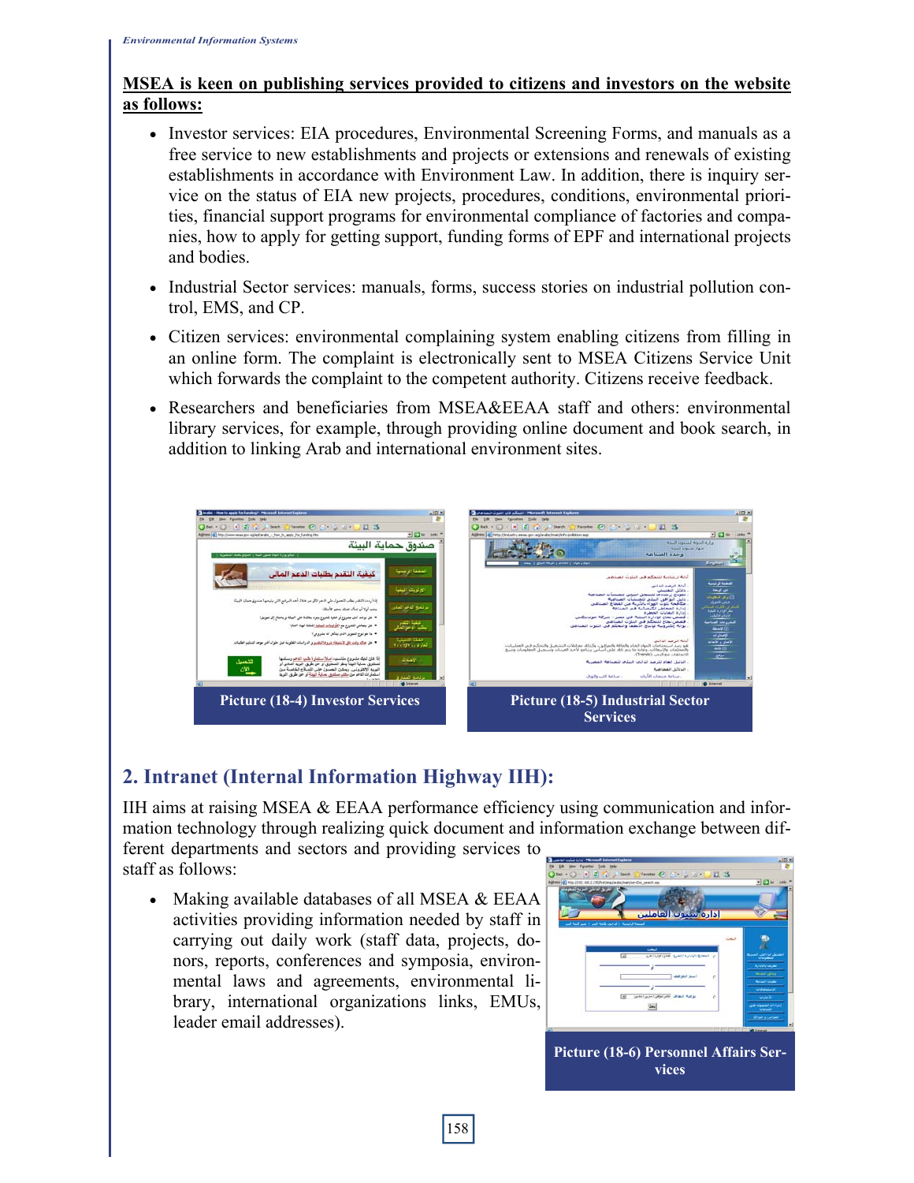**MSEA is keen on publishing services provided to citizens and investors on the website as follows:**

- Investor services: EIA procedures, Environmental Screening Forms, and manuals as a free service to new establishments and projects or extensions and renewals of existing establishments in accordance with Environment Law. In addition, there is inquiry service on the status of EIA new projects, procedures, conditions, environmental priorities, financial support programs for environmental compliance of factories and companies, how to apply for getting support, funding forms of EPF and international projects and bodies.
- Industrial Sector services: manuals, forms, success stories on industrial pollution control, EMS, and CP.
- Citizen services: environmental complaining system enabling citizens from filling in an online form. The complaint is electronically sent to MSEA Citizens Service Unit which forwards the complaint to the competent authority. Citizens receive feedback.
- Researchers and beneficiaries from MSEA&EEAA staff and others: environmental library services, for example, through providing online document and book search, in addition to linking Arab and international environment sites.

Picture (18-4) Investor Services

Picture (18-5) Industrial Sector Services

## 2. Intranet (Internal Information Highway IIH):

IIH aims at raising MSEA & EEAA performance efficiency using communication and information technology through realizing quick document and information exchange between different departments and sectors and providing services to staff as follows:

- Making available databases of all MSEA & EEAA activities providing information needed by staff in carrying out daily work (staff data, projects, donors, reports, conferences and symposia, environmental laws and agreements, environmental library, international organizations links, EMUs, leader email addresses).

Picture (18-6) Personnel Affairs Services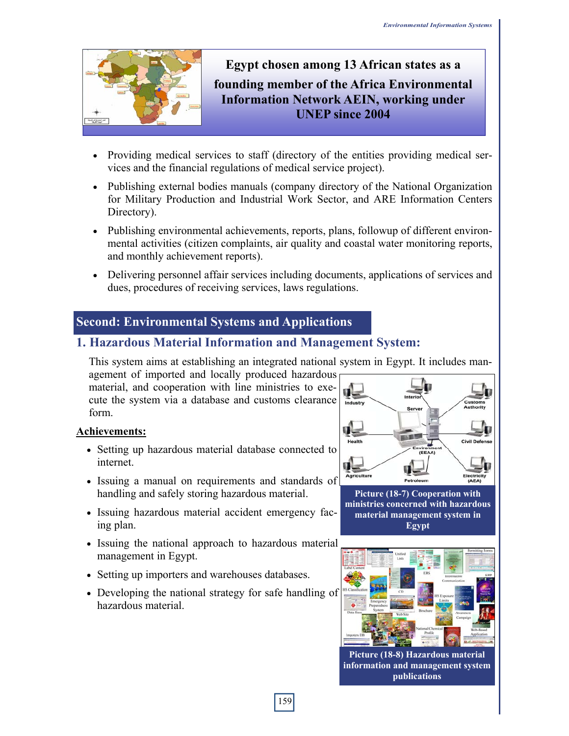**Egypt chosen among 13 African states as a founding member of the Africa Environmental Information Network AEIN, working under UNEP since 2004**

- Providing medical services to staff (directory of the entities providing medical services and the financial regulations of medical service project).
- Publishing external bodies manuals (company directory of the National Organization for Military Production and Industrial Work Sector, and ARE Information Centers Directory).
- Publishing environmental achievements, reports, plans, followup of different environmental activities (citizen complaints, air quality and coastal water monitoring reports, and monthly achievement reports).
- Delivering personnel affair services including documents, applications of services and dues, procedures of receiving services, laws regulations.

## Second: Environmental Systems and Applications

### 1. Hazardous Material Information and Management System:

This system aims at establishing an integrated national system in Egypt. It includes management of imported and locally produced hazardous material, and cooperation with line ministries to execute the system via a database and customs clearance form.

**Achievements:**

- Setting up hazardous material database connected to internet.
- Issuing a manual on requirements and standards of handling and safely storing hazardous material.
- Issuing hazardous material accident emergency facing plan.
- Issuing the national approach to hazardous material management in Egypt.
- Setting up importers and warehouses databases.
- Developing the national strategy for safe handling of hazardous material.

Picture (18-7) Cooperation with ministries concerned with hazardous material management system in Egypt

Picture (18-8) Hazardous material information and management system publications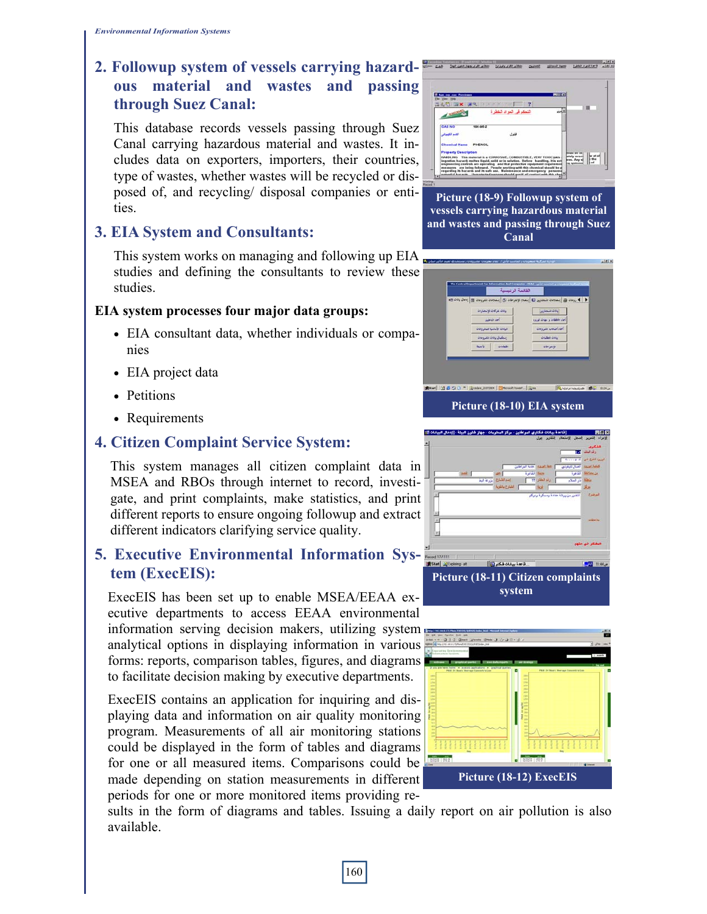## 2. Followup system of vessels carrying hazardous material and wastes and passing through Suez Canal:

This database records vessels passing through Suez Canal carrying hazardous material and wastes. It includes data on exporters, importers, their countries, type of wastes, whether wastes will be recycled or disposed of, and recycling/ disposal companies or entities.

Picture (18-9) Followup system of vessels carrying hazardous material and wastes and passing through Suez Canal

## 3. EIA System and Consultants:

This system works on managing and following up EIA studies and defining the consultants to review these studies.

**EIA system processes four major data groups:**

- EIA consultant data, whether individuals or companies
- EIA project data
- Petitions
- Requirements

Picture (18-10) EIA system

## 4. Citizen Complaint Service System:

This system manages all citizen complaint data in MSEA and RBOs through internet to record, investigate, and print complaints, make statistics, and print different reports to ensure ongoing followup and extract different indicators clarifying service quality.

Picture (18-11) Citizen complaints system

## 5. Executive Environmental Information System (ExecEIS):

ExecEIS has been set up to enable MSEA/EEAA executive departments to access EEAA environmental information serving decision makers, utilizing system analytical options in displaying information in various forms: reports, comparison tables, figures, and diagrams to facilitate decision making by executive departments.

ExecEIS contains an application for inquiring and displaying data and information on air quality monitoring program. Measurements of all air monitoring stations could be displayed in the form of tables and diagrams for one or all measured items. Comparisons could be made depending on station measurements in different periods for one or more monitored items providing results in the form of diagrams and tables. Issuing a daily report on air pollution is also available.

Picture (18-12) ExecEIS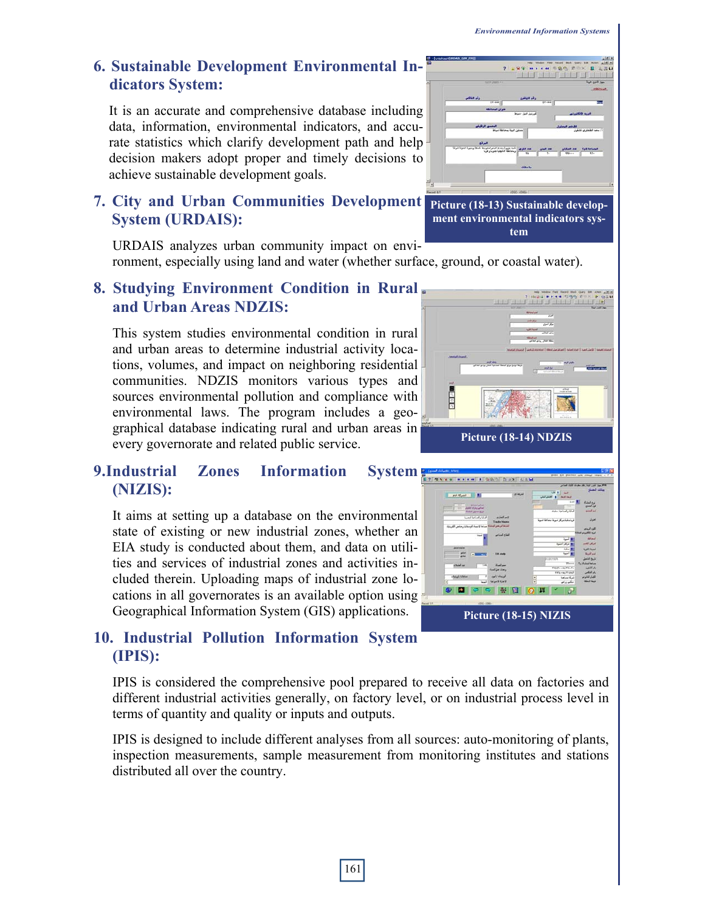## 6. Sustainable Development Environmental Indicators System:

It is an accurate and comprehensive database including data, information, environmental indicators, and accurate statistics which clarify development path and help decision makers adopt proper and timely decisions to achieve sustainable development goals.

Picture (18-13) Sustainable development environmental indicators system

## 7. City and Urban Communities Development System (URDAIS):

URDAIS analyzes urban community impact on environment, especially using land and water (whether surface, ground, or coastal water).

## 8. Studying Environment Condition in Rural and Urban Areas NDZIS:

This system studies environmental condition in rural and urban areas to determine industrial activity locations, volumes, and impact on neighboring residential communities. NDZIS monitors various types and sources environmental pollution and compliance with environmental laws. The program includes a geographical database indicating rural and urban areas in every governorate and related public service.

Picture (18-14) NDZIS

## 9.Industrial Zones Information System (NIZIS):

It aims at setting up a database on the environmental state of existing or new industrial zones, whether an EIA study is conducted about them, and data on utilities and services of industrial zones and activities included therein. Uploading maps of industrial zone locations in all governorates is an available option using Geographical Information System (GIS) applications.

Picture (18-15) NIZIS

## 10. Industrial Pollution Information System (IPIS):

IPIS is considered the comprehensive pool prepared to receive all data on factories and different industrial activities generally, on factory level, or on industrial process level in terms of quantity and quality or inputs and outputs.

IPIS is designed to include different analyses from all sources: auto-monitoring of plants, inspection measurements, sample measurement from monitoring institutes and stations distributed all over the country.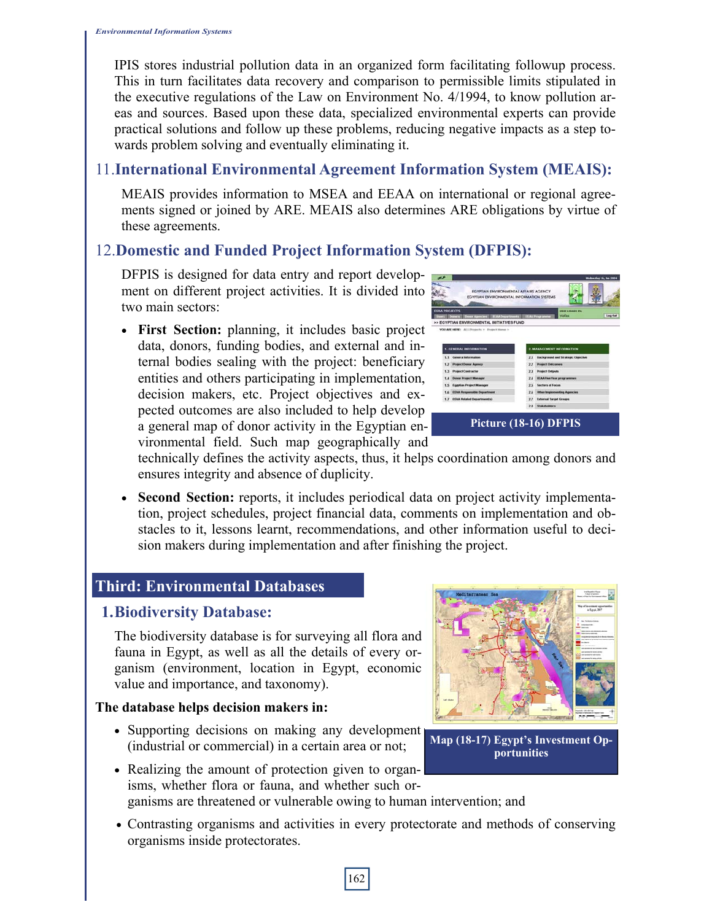IPIS stores industrial pollution data in an organized form facilitating followup process. This in turn facilitates data recovery and comparison to permissible limits stipulated in the executive regulations of the Law on Environment No. 4/1994, to know pollution areas and sources. Based upon these data, specialized environmental experts can provide practical solutions and follow up these problems, reducing negative impacts as a step towards problem solving and eventually eliminating it.

## 11. International Environmental Agreement Information System (MEAIS):

MEAIS provides information to MSEA and EEAA on international or regional agreements signed or joined by ARE. MEAIS also determines ARE obligations by virtue of these agreements.

## 12. Domestic and Funded Project Information System (DFPIS):

DFPIS is designed for data entry and report development on different project activities. It is divided into two main sectors:

- **First Section:** planning, it includes basic project data, donors, funding bodies, and external and internal bodies sealing with the project: beneficiary entities and others participating in implementation, decision makers, etc. Project objectives and expected outcomes are also included to help develop a general map of donor activity in the Egyptian environmental field. Such map geographically and technically defines the activity aspects, thus, it helps coordination among donors and ensures integrity and absence of duplicity.

- **Second Section:** reports, it includes periodical data on project activity implementation, project schedules, project financial data, comments on implementation and obstacles to it, lessons learnt, recommendations, and other information useful to decision makers during implementation and after finishing the project.

**Picture (18-16) DFPIS**

# Third: Environmental Databases

## 1. Biodiversity Database:

The biodiversity database is for surveying all flora and fauna in Egypt, as well as all the details of every organism (environment, location in Egypt, economic value and importance, and taxonomy).

**The database helps decision makers in:**

- Supporting decisions on making any development (industrial or commercial) in a certain area or not;
- Realizing the amount of protection given to organisms, whether flora or fauna, and whether such organisms are threatened or vulnerable owing to human intervention; and
- Contrasting organisms and activities in every protectorate and methods of conserving organisms inside protectorates.

**Map (18-17) Egypt's Investment Opportunities**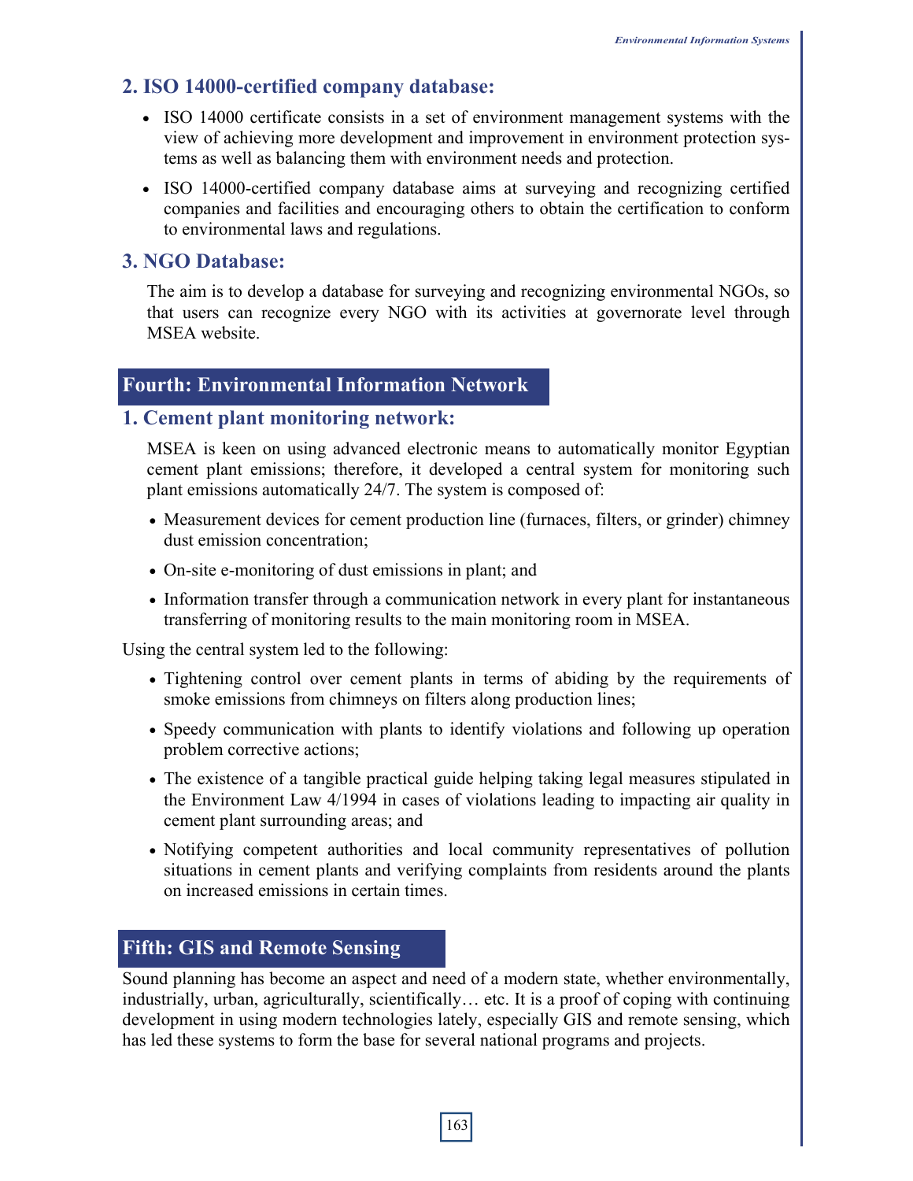### 2. ISO 14000-certified company database:

- ISO 14000 certificate consists in a set of environment management systems with the view of achieving more development and improvement in environment protection systems as well as balancing them with environment needs and protection.
- ISO 14000-certified company database aims at surveying and recognizing certified companies and facilities and encouraging others to obtain the certification to conform to environmental laws and regulations.

### 3. NGO Database:

The aim is to develop a database for surveying and recognizing environmental NGOs, so that users can recognize every NGO with its activities at governorate level through MSEA website.

## Fourth: Environmental Information Network

### 1. Cement plant monitoring network:

MSEA is keen on using advanced electronic means to automatically monitor Egyptian cement plant emissions; therefore, it developed a central system for monitoring such plant emissions automatically 24/7. The system is composed of:

- Measurement devices for cement production line (furnaces, filters, or grinder) chimney dust emission concentration;
- On-site e-monitoring of dust emissions in plant; and
- Information transfer through a communication network in every plant for instantaneous transferring of monitoring results to the main monitoring room in MSEA.

Using the central system led to the following:

- Tightening control over cement plants in terms of abiding by the requirements of smoke emissions from chimneys on filters along production lines;
- Speedy communication with plants to identify violations and following up operation problem corrective actions;
- The existence of a tangible practical guide helping taking legal measures stipulated in the Environment Law 4/1994 in cases of violations leading to impacting air quality in cement plant surrounding areas; and
- Notifying competent authorities and local community representatives of pollution situations in cement plants and verifying complaints from residents around the plants on increased emissions in certain times.

## Fifth: GIS and Remote Sensing

Sound planning has become an aspect and need of a modern state, whether environmentally, industrially, urban, agriculturally, scientifically… etc. It is a proof of coping with continuing development in using modern technologies lately, especially GIS and remote sensing, which has led these systems to form the base for several national programs and projects.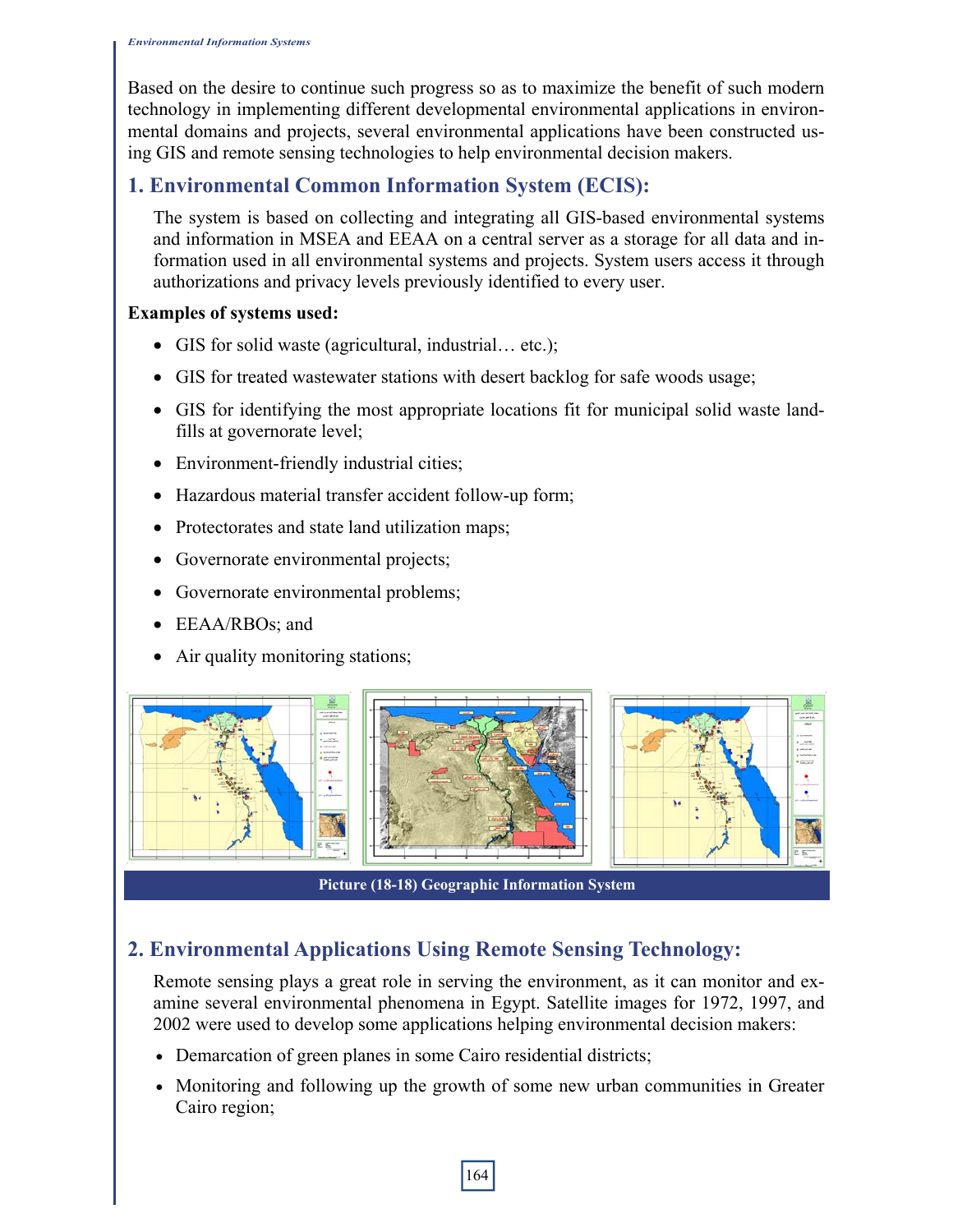Based on the desire to continue such progress so as to maximize the benefit of such modern technology in implementing different developmental environmental applications in environmental domains and projects, several environmental applications have been constructed using GIS and remote sensing technologies to help environmental decision makers.

## 1. Environmental Common Information System (ECIS):

The system is based on collecting and integrating all GIS-based environmental systems and information in MSEA and EEAA on a central server as a storage for all data and information used in all environmental systems and projects. System users access it through authorizations and privacy levels previously identified to every user.

**Examples of systems used:**

- GIS for solid waste (agricultural, industrial… etc.);
- GIS for treated wastewater stations with desert backlog for safe woods usage;
- GIS for identifying the most appropriate locations fit for municipal solid waste landfills at governorate level;
- Environment-friendly industrial cities;
- Hazardous material transfer accident follow-up form;
- Protectorates and state land utilization maps;
- Governorate environmental projects;
- Governorate environmental problems;
- EEAA/RBOs; and
- Air quality monitoring stations;

Picture (18-18) Geographic Information System

## 2. Environmental Applications Using Remote Sensing Technology:

Remote sensing plays a great role in serving the environment, as it can monitor and examine several environmental phenomena in Egypt. Satellite images for 1972, 1997, and 2002 were used to develop some applications helping environmental decision makers:

- Demarcation of green planes in some Cairo residential districts;
- Monitoring and following up the growth of some new urban communities in Greater Cairo region;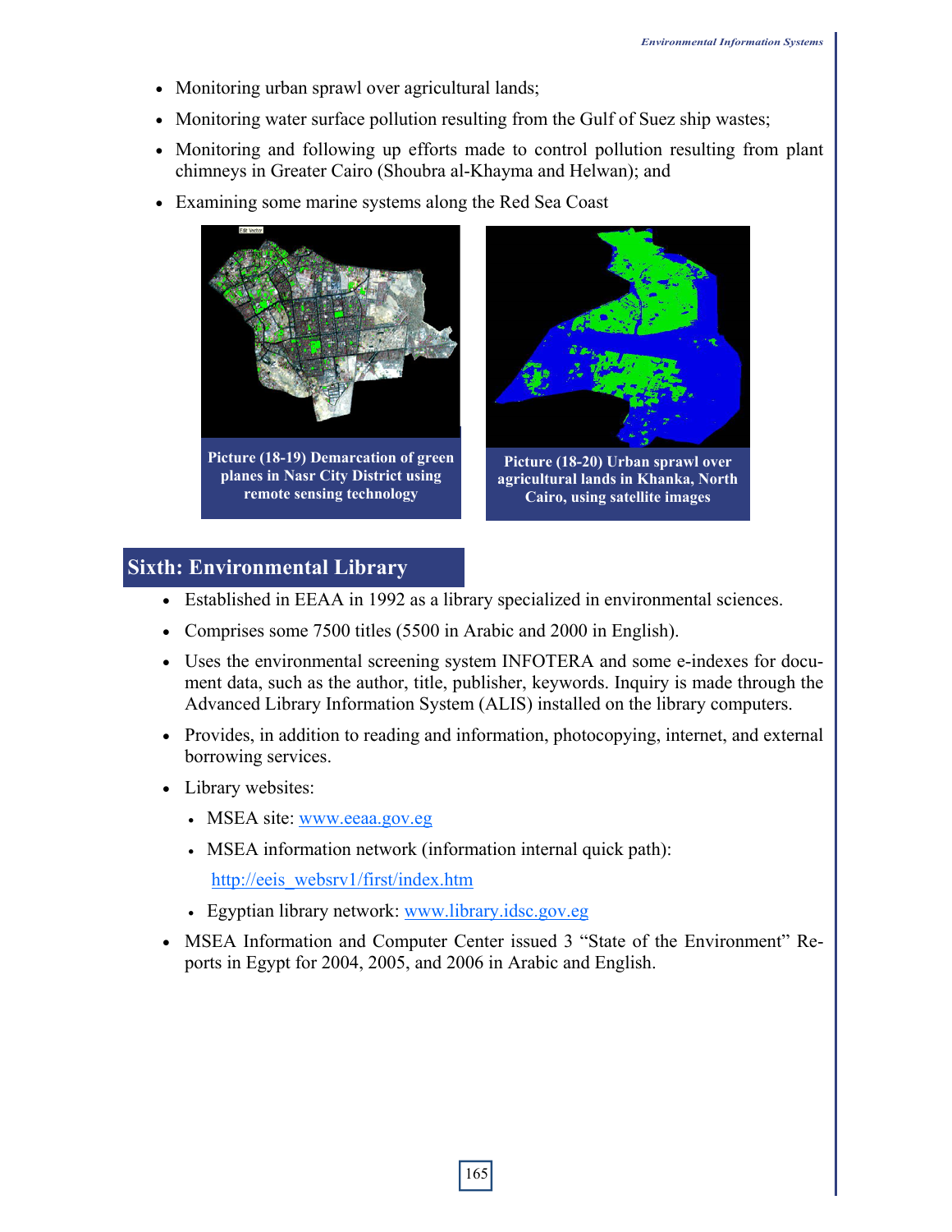- Monitoring urban sprawl over agricultural lands;
- Monitoring water surface pollution resulting from the Gulf of Suez ship wastes;
- Monitoring and following up efforts made to control pollution resulting from plant chimneys in Greater Cairo (Shoubra al-Khayma and Helwan); and
- Examining some marine systems along the Red Sea Coast

**Picture (18-19) Demarcation of green planes in Nasr City District using remote sensing technology**

**Picture (18-20) Urban sprawl over agricultural lands in Khanka, North Cairo, using satellite images**

## Sixth: Environmental Library

- Established in EEAA in 1992 as a library specialized in environmental sciences.
- Comprises some 7500 titles (5500 in Arabic and 2000 in English).
- Uses the environmental screening system INFOTERA and some e-indexes for document data, such as the author, title, publisher, keywords. Inquiry is made through the Advanced Library Information System (ALIS) installed on the library computers.
- Provides, in addition to reading and information, photocopying, internet, and external borrowing services.
- Library websites:
  - MSEA site: www.eeaa.gov.eg
  - MSEA information network (information internal quick path):
    http://eeis_websrv1/first/index.htm
  - Egyptian library network: www.library.idsc.gov.eg
- MSEA Information and Computer Center issued 3 "State of the Environment" Reports in Egypt for 2004, 2005, and 2006 in Arabic and English.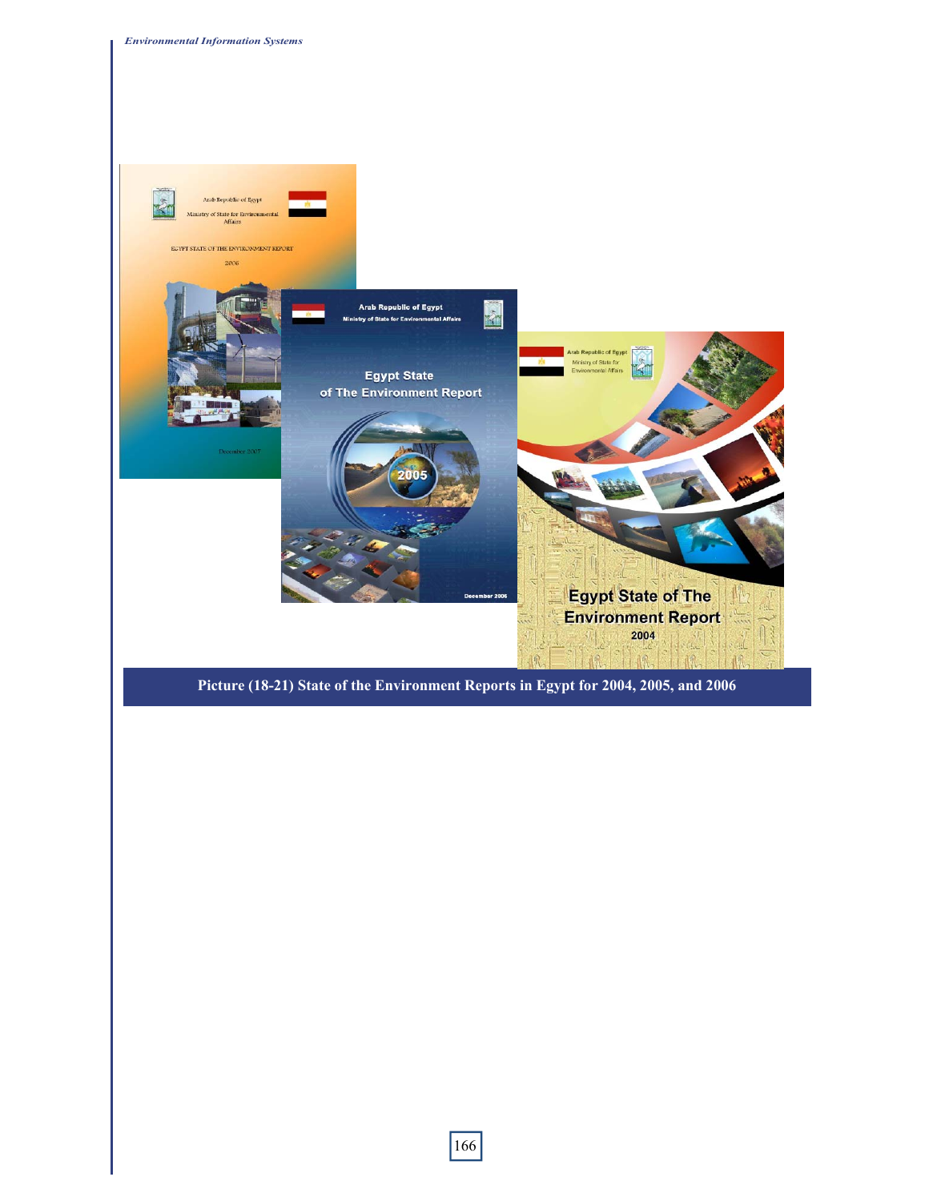Picture (18-21) State of the Environment Reports in Egypt for 2004, 2005, and 2006